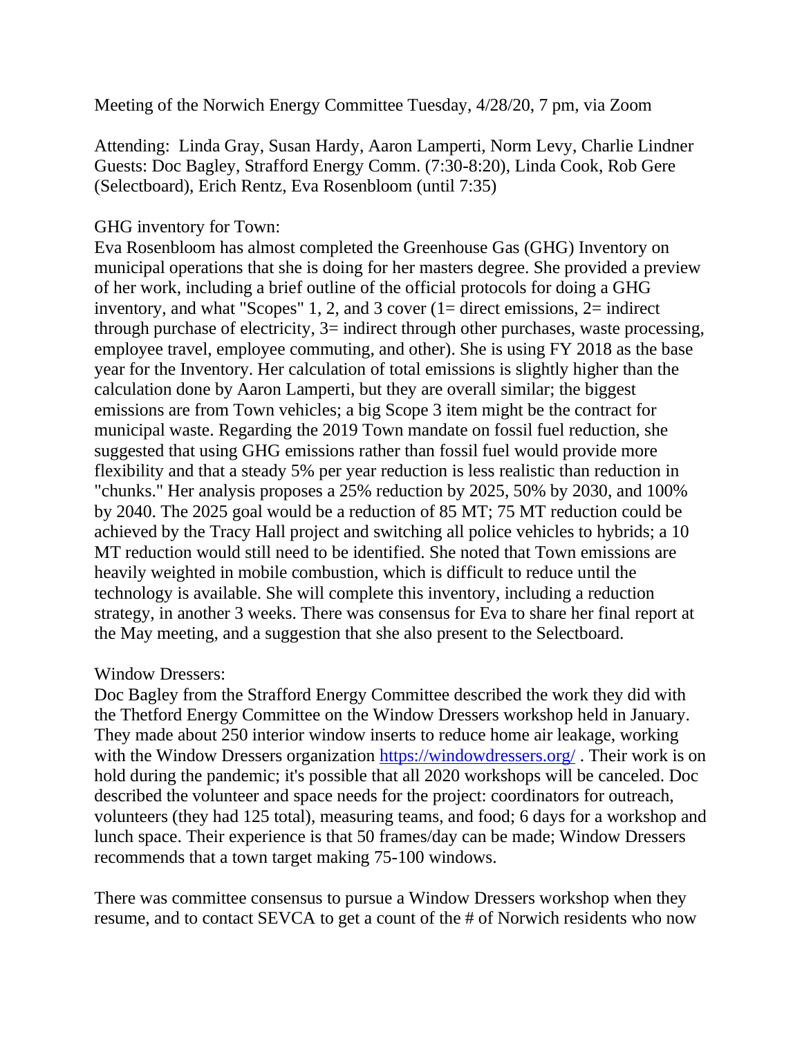Meeting of the Norwich Energy Committee Tuesday, 4/28/20, 7 pm, via Zoom

Attending: Linda Gray, Susan Hardy, Aaron Lamperti, Norm Levy, Charlie Lindner
Guests: Doc Bagley, Strafford Energy Comm. (7:30-8:20), Linda Cook, Rob Gere (Selectboard), Erich Rentz, Eva Rosenbloom (until 7:35)

GHG inventory for Town:
Eva Rosenbloom has almost completed the Greenhouse Gas (GHG) Inventory on municipal operations that she is doing for her masters degree. She provided a preview of her work, including a brief outline of the official protocols for doing a GHG inventory, and what "Scopes" 1, 2, and 3 cover (1= direct emissions, 2= indirect through purchase of electricity, 3= indirect through other purchases, waste processing, employee travel, employee commuting, and other). She is using FY 2018 as the base year for the Inventory. Her calculation of total emissions is slightly higher than the calculation done by Aaron Lamperti, but they are overall similar; the biggest emissions are from Town vehicles; a big Scope 3 item might be the contract for municipal waste. Regarding the 2019 Town mandate on fossil fuel reduction, she suggested that using GHG emissions rather than fossil fuel would provide more flexibility and that a steady 5% per year reduction is less realistic than reduction in "chunks." Her analysis proposes a 25% reduction by 2025, 50% by 2030, and 100% by 2040. The 2025 goal would be a reduction of 85 MT; 75 MT reduction could be achieved by the Tracy Hall project and switching all police vehicles to hybrids; a 10 MT reduction would still need to be identified. She noted that Town emissions are heavily weighted in mobile combustion, which is difficult to reduce until the technology is available. She will complete this inventory, including a reduction strategy, in another 3 weeks. There was consensus for Eva to share her final report at the May meeting, and a suggestion that she also present to the Selectboard.

Window Dressers:
Doc Bagley from the Strafford Energy Committee described the work they did with the Thetford Energy Committee on the Window Dressers workshop held in January. They made about 250 interior window inserts to reduce home air leakage, working with the Window Dressers organization https://windowdressers.org/ . Their work is on hold during the pandemic; it's possible that all 2020 workshops will be canceled. Doc described the volunteer and space needs for the project: coordinators for outreach, volunteers (they had 125 total), measuring teams, and food; 6 days for a workshop and lunch space. Their experience is that 50 frames/day can be made; Window Dressers recommends that a town target making 75-100 windows.

There was committee consensus to pursue a Window Dressers workshop when they resume, and to contact SEVCA to get a count of the # of Norwich residents who now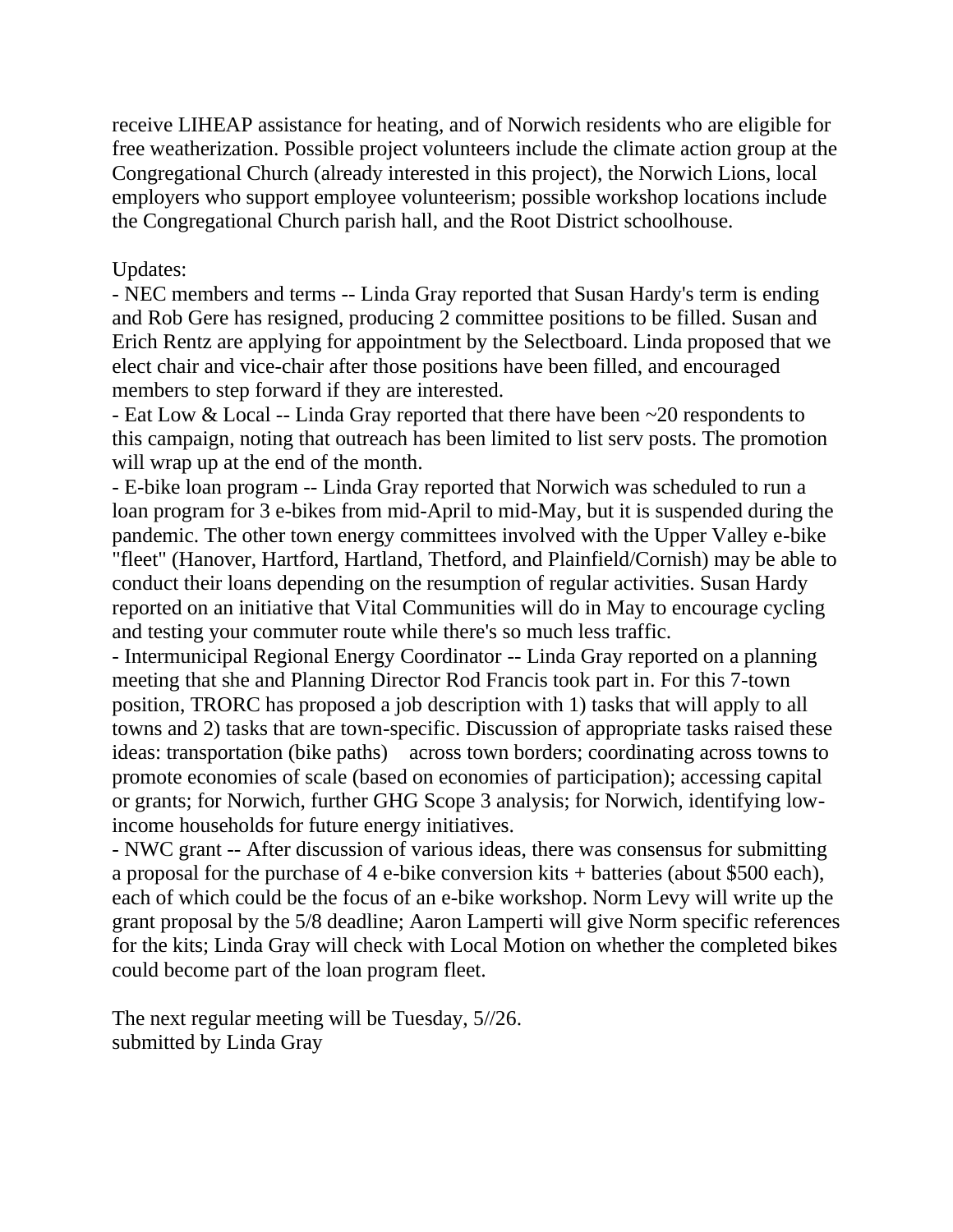receive LIHEAP assistance for heating, and of Norwich residents who are eligible for free weatherization. Possible project volunteers include the climate action group at the Congregational Church (already interested in this project), the Norwich Lions, local employers who support employee volunteerism; possible workshop locations include the Congregational Church parish hall, and the Root District schoolhouse.

Updates:

- NEC members and terms -- Linda Gray reported that Susan Hardy's term is ending and Rob Gere has resigned, producing 2 committee positions to be filled. Susan and Erich Rentz are applying for appointment by the Selectboard. Linda proposed that we elect chair and vice-chair after those positions have been filled, and encouraged members to step forward if they are interested.
- Eat Low & Local -- Linda Gray reported that there have been ~20 respondents to this campaign, noting that outreach has been limited to list serv posts. The promotion will wrap up at the end of the month.
- E-bike loan program -- Linda Gray reported that Norwich was scheduled to run a loan program for 3 e-bikes from mid-April to mid-May, but it is suspended during the pandemic. The other town energy committees involved with the Upper Valley e-bike "fleet" (Hanover, Hartford, Hartland, Thetford, and Plainfield/Cornish) may be able to conduct their loans depending on the resumption of regular activities. Susan Hardy reported on an initiative that Vital Communities will do in May to encourage cycling and testing your commuter route while there's so much less traffic.
- Intermunicipal Regional Energy Coordinator -- Linda Gray reported on a planning meeting that she and Planning Director Rod Francis took part in. For this 7-town position, TRORC has proposed a job description with 1) tasks that will apply to all towns and 2) tasks that are town-specific. Discussion of appropriate tasks raised these ideas: transportation (bike paths) across town borders; coordinating across towns to promote economies of scale (based on economies of participation); accessing capital or grants; for Norwich, further GHG Scope 3 analysis; for Norwich, identifying low-income households for future energy initiatives.
- NWC grant -- After discussion of various ideas, there was consensus for submitting a proposal for the purchase of 4 e-bike conversion kits + batteries (about $500 each), each of which could be the focus of an e-bike workshop. Norm Levy will write up the grant proposal by the 5/8 deadline; Aaron Lamperti will give Norm specific references for the kits; Linda Gray will check with Local Motion on whether the completed bikes could become part of the loan program fleet.

The next regular meeting will be Tuesday, 5//26.
submitted by Linda Gray